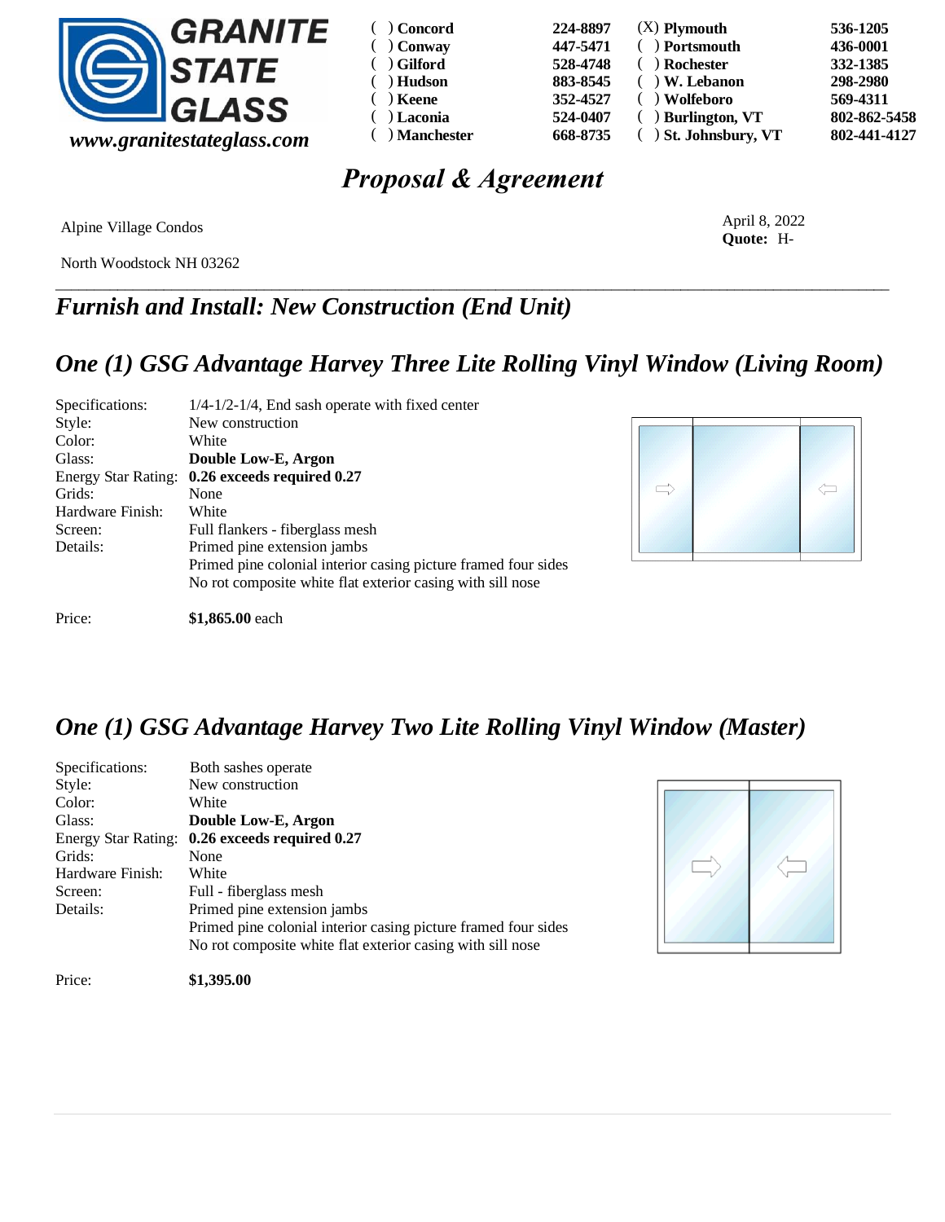**GRANITE STATE GLASS**

*www.granitestateglass.com*

| | | | |
|---|---|---|---|
| ( ) Concord | 224-8897 | (X) Plymouth | 536-1205 |
| ( ) Conway | 447-5471 | ( ) Portsmouth | 436-0001 |
| ( ) Gilford | 528-4748 | ( ) Rochester | 332-1385 |
| ( ) Hudson | 883-8545 | ( ) W. Lebanon | 298-2980 |
| ( ) Keene | 352-4527 | ( ) Wolfeboro | 569-4311 |
| ( ) Laconia | 524-0407 | ( ) Burlington, VT | 802-862-5458 |
| ( ) Manchester | 668-8735 | ( ) St. Johnsbury, VT | 802-441-4127 |

# *Proposal & Agreement*

Alpine Village Condos

North Woodstock NH 03262

April 8, 2022
**Quote:** H-

---

## *Furnish and Install: New Construction (End Unit)*

## *One (1) GSG Advantage Harvey Three Lite Rolling Vinyl Window (Living Room)*

| | |
|---|---|
| Specifications: | 1/4-1/2-1/4, End sash operate with fixed center |
| Style: | New construction |
| Color: | White |
| Glass: | **Double Low-E, Argon** |
| Energy Star Rating: | **0.26 exceeds required 0.27** |
| Grids: | None |
| Hardware Finish: | White |
| Screen: | Full flankers - fiberglass mesh |
| Details: | Primed pine extension jambs |
| | Primed pine colonial interior casing picture framed four sides |
| | No rot composite white flat exterior casing with sill nose |

Price: **$1,865.00** each

## *One (1) GSG Advantage Harvey Two Lite Rolling Vinyl Window (Master)*

| | |
|---|---|
| Specifications: | Both sashes operate |
| Style: | New construction |
| Color: | White |
| Glass: | **Double Low-E, Argon** |
| Energy Star Rating: | **0.26 exceeds required 0.27** |
| Grids: | None |
| Hardware Finish: | White |
| Screen: | Full - fiberglass mesh |
| Details: | Primed pine extension jambs |
| | Primed pine colonial interior casing picture framed four sides |
| | No rot composite white flat exterior casing with sill nose |

Price: **$1,395.00**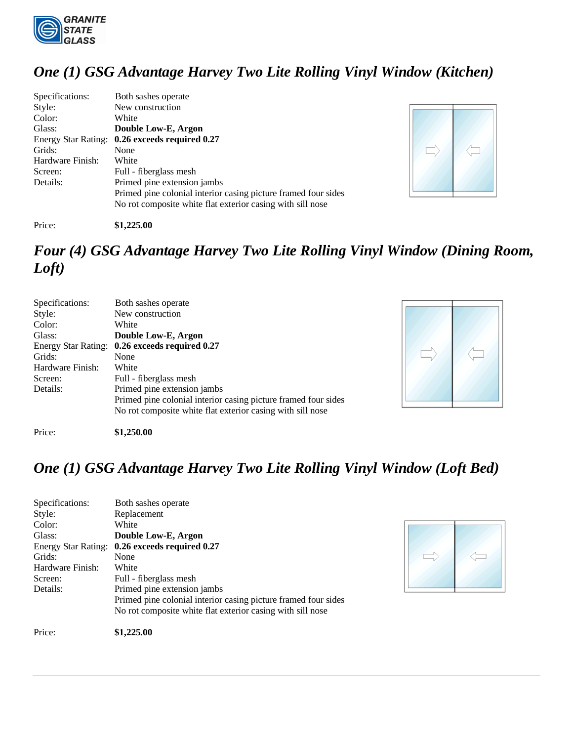# *One (1) GSG Advantage Harvey Two Lite Rolling Vinyl Window (Kitchen)*

| | |
|---|---|
| Specifications: | Both sashes operate |
| Style: | New construction |
| Color: | White |
| Glass: | **Double Low-E, Argon** |
| Energy Star Rating: | **0.26 exceeds required 0.27** |
| Grids: | None |
| Hardware Finish: | White |
| Screen: | Full - fiberglass mesh |
| Details: | Primed pine extension jambs<br>Primed pine colonial interior casing picture framed four sides<br>No rot composite white flat exterior casing with sill nose |
| Price: | **$1,225.00** |

# *Four (4) GSG Advantage Harvey Two Lite Rolling Vinyl Window (Dining Room, Loft)*

| | |
|---|---|
| Specifications: | Both sashes operate |
| Style: | New construction |
| Color: | White |
| Glass: | **Double Low-E, Argon** |
| Energy Star Rating: | **0.26 exceeds required 0.27** |
| Grids: | None |
| Hardware Finish: | White |
| Screen: | Full - fiberglass mesh |
| Details: | Primed pine extension jambs<br>Primed pine colonial interior casing picture framed four sides<br>No rot composite white flat exterior casing with sill nose |
| Price: | **$1,250.00** |

# *One (1) GSG Advantage Harvey Two Lite Rolling Vinyl Window (Loft Bed)*

| | |
|---|---|
| Specifications: | Both sashes operate |
| Style: | Replacement |
| Color: | White |
| Glass: | **Double Low-E, Argon** |
| Energy Star Rating: | **0.26 exceeds required 0.27** |
| Grids: | None |
| Hardware Finish: | White |
| Screen: | Full - fiberglass mesh |
| Details: | Primed pine extension jambs<br>Primed pine colonial interior casing picture framed four sides<br>No rot composite white flat exterior casing with sill nose |
| Price: | **$1,225.00** |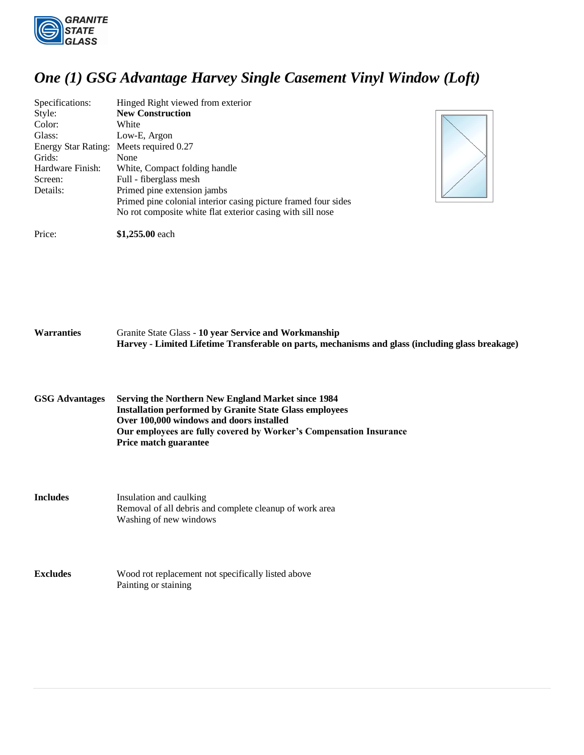# *One (1) GSG Advantage Harvey Single Casement Vinyl Window (Loft)*

| | |
|---|---|
| Specifications: | Hinged Right viewed from exterior |
| Style: | **New Construction** |
| Color: | White |
| Glass: | Low-E, Argon |
| Energy Star Rating: | Meets required 0.27 |
| Grids: | None |
| Hardware Finish: | White, Compact folding handle |
| Screen: | Full - fiberglass mesh |
| Details: | Primed pine extension jambs<br>Primed pine colonial interior casing picture framed four sides<br>No rot composite white flat exterior casing with sill nose |

Price: **$1,255.00** each

**Warranties**

Granite State Glass - **10 year Service and Workmanship**
**Harvey - Limited Lifetime Transferable on parts, mechanisms and glass (including glass breakage)**

**GSG Advantages**

**Serving the Northern New England Market since 1984**
**Installation performed by Granite State Glass employees**
**Over 100,000 windows and doors installed**
**Our employees are fully covered by Worker's Compensation Insurance**
**Price match guarantee**

**Includes**

Insulation and caulking
Removal of all debris and complete cleanup of work area
Washing of new windows

**Excludes**

Wood rot replacement not specifically listed above
Painting or staining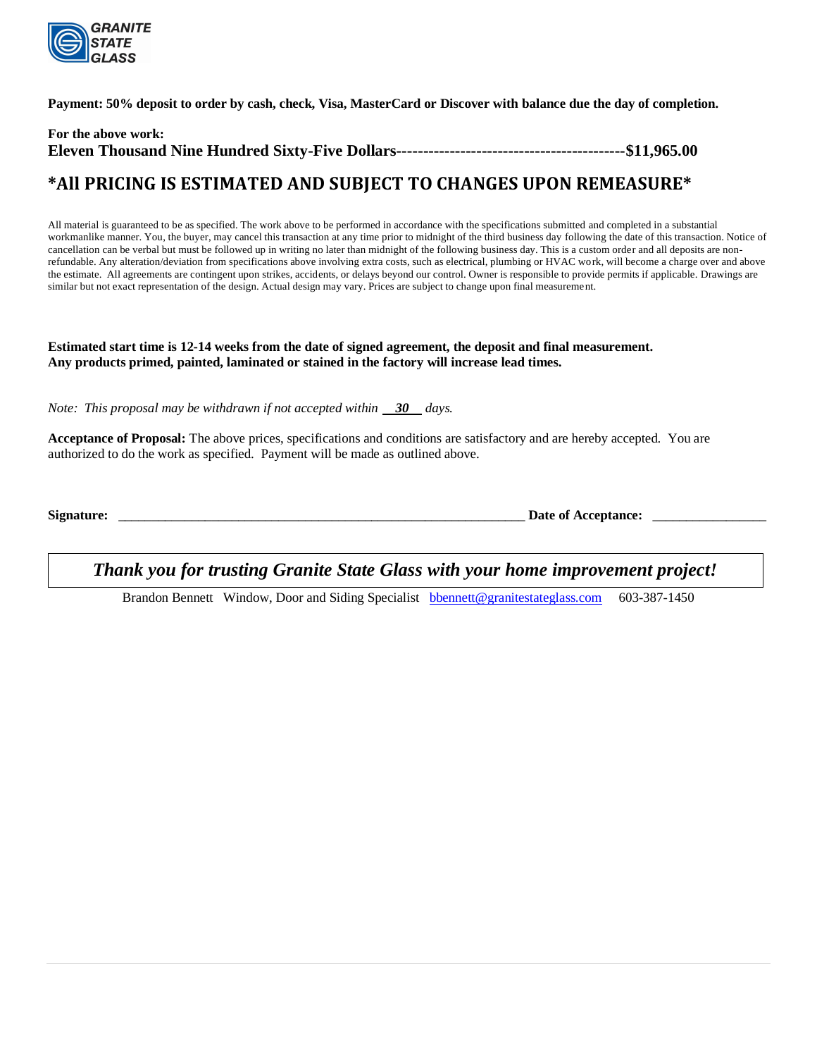GRANITE STATE GLASS

**Payment: 50% deposit to order by cash, check, Visa, MasterCard or Discover with balance due the day of completion.**

**For the above work:**
**Eleven Thousand Nine Hundred Sixty-Five Dollars------------------------------------------$11,965.00**

## *All PRICING IS ESTIMATED AND SUBJECT TO CHANGES UPON REMEASURE*

All material is guaranteed to be as specified. The work above to be performed in accordance with the specifications submitted and completed in a substantial workmanlike manner. You, the buyer, may cancel this transaction at any time prior to midnight of the third business day following the date of this transaction. Notice of cancellation can be verbal but must be followed up in writing no later than midnight of the following business day. This is a custom order and all deposits are non-refundable. Any alteration/deviation from specifications above involving extra costs, such as electrical, plumbing or HVAC work, will become a charge over and above the estimate. All agreements are contingent upon strikes, accidents, or delays beyond our control. Owner is responsible to provide permits if applicable. Drawings are similar but not exact representation of the design. Actual design may vary. Prices are subject to change upon final measurement.

**Estimated start time is 12-14 weeks from the date of signed agreement, the deposit and final measurement.**
**Any products primed, painted, laminated or stained in the factory will increase lead times.**

*Note: This proposal may be withdrawn if not accepted within* ***30*** *days.*

**Acceptance of Proposal:** The above prices, specifications and conditions are satisfactory and are hereby accepted. You are authorized to do the work as specified. Payment will be made as outlined above.

**Signature:** ___________________________________________________________ **Date of Acceptance:** _________________

***Thank you for trusting Granite State Glass with your home improvement project!***

Brandon Bennett Window, Door and Siding Specialist bbennett@granitestateglass.com 603-387-1450